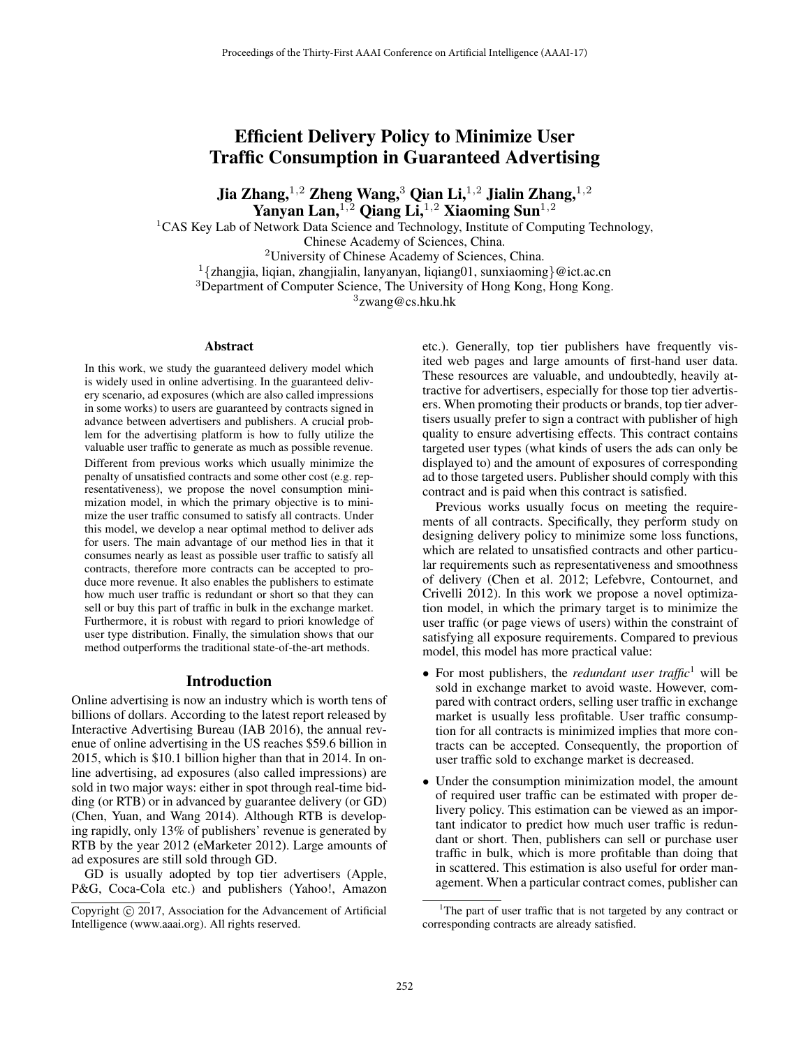# Efficient Delivery Policy to Minimize User Traffic Consumption in Guaranteed Advertising

**Jia Zhang,[1,2] Zheng Wang,[3] Qian Li,[1,2] Jialin Zhang,[1,2] Yanyan Lan,[1,2] Qiang Li,[1,2] Xiaoming Sun[1,2]**

[1]CAS Key Lab of Network Data Science and Technology, Institute of Computing Technology, Chinese Academy of Sciences, China.
[2]University of Chinese Academy of Sciences, China.
[1]{zhangjia, liqian, zhangjialin, lanyanyan, liqiang01, sunxiaoming}@ict.ac.cn
[3]Department of Computer Science, The University of Hong Kong, Hong Kong.
[3]zwang@cs.hku.hk

## Abstract

In this work, we study the guaranteed delivery model which is widely used in online advertising. In the guaranteed delivery scenario, ad exposures (which are also called impressions in some works) to users are guaranteed by contracts signed in advance between advertisers and publishers. A crucial problem for the advertising platform is how to fully utilize the valuable user traffic to generate as much as possible revenue. Different from previous works which usually minimize the penalty of unsatisfied contracts and some other cost (e.g. representativeness), we propose the novel consumption minimization model, in which the primary objective is to minimize the user traffic consumed to satisfy all contracts. Under this model, we develop a near optimal method to deliver ads for users. The main advantage of our method lies in that it consumes nearly as least as possible user traffic to satisfy all contracts, therefore more contracts can be accepted to produce more revenue. It also enables the publishers to estimate how much user traffic is redundant or short so that they can sell or buy this part of traffic in bulk in the exchange market. Furthermore, it is robust with regard to priori knowledge of user type distribution. Finally, the simulation shows that our method outperforms the traditional state-of-the-art methods.

## Introduction

Online advertising is now an industry which is worth tens of billions of dollars. According to the latest report released by Interactive Advertising Bureau (IAB 2016), the annual revenue of online advertising in the US reaches \$59.6 billion in 2015, which is \$10.1 billion higher than that in 2014. In online advertising, ad exposures (also called impressions) are sold in two major ways: either in spot through real-time bidding (or RTB) or in advanced by guarantee delivery (or GD) (Chen, Yuan, and Wang 2014). Although RTB is developing rapidly, only 13% of publishers' revenue is generated by RTB by the year 2012 (eMarketer 2012). Large amounts of ad exposures are still sold through GD.

GD is usually adopted by top tier advertisers (Apple, P&G, Coca-Cola etc.) and publishers (Yahoo!, Amazon etc.). Generally, top tier publishers have frequently visited web pages and large amounts of first-hand user data. These resources are valuable, and undoubtedly, heavily attractive for advertisers, especially for those top tier advertisers. When promoting their products or brands, top tier advertisers usually prefer to sign a contract with publisher of high quality to ensure advertising effects. This contract contains targeted user types (what kinds of users the ads can only be displayed to) and the amount of exposures of corresponding ad to those targeted users. Publisher should comply with this contract and is paid when this contract is satisfied.

Previous works usually focus on meeting the requirements of all contracts. Specifically, they perform study on designing delivery policy to minimize some loss functions, which are related to unsatisfied contracts and other particular requirements such as representativeness and smoothness of delivery (Chen et al. 2012; Lefebvre, Contournet, and Crivelli 2012). In this work we propose a novel optimization model, in which the primary target is to minimize the user traffic (or page views of users) within the constraint of satisfying all exposure requirements. Compared to previous model, this model has more practical value:

- For most publishers, the *redundant user traffic*[1] will be sold in exchange market to avoid waste. However, compared with contract orders, selling user traffic in exchange market is usually less profitable. User traffic consumption for all contracts is minimized implies that more contracts can be accepted. Consequently, the proportion of user traffic sold to exchange market is decreased.
- Under the consumption minimization model, the amount of required user traffic can be estimated with proper delivery policy. This estimation can be viewed as an important indicator to predict how much user traffic is redundant or short. Then, publishers can sell or purchase user traffic in bulk, which is more profitable than doing that in scattered. This estimation is also useful for order management. When a particular contract comes, publisher can

[1]The part of user traffic that is not targeted by any contract or corresponding contracts are already satisfied.

Copyright © 2017, Association for the Advancement of Artificial Intelligence (www.aaai.org). All rights reserved.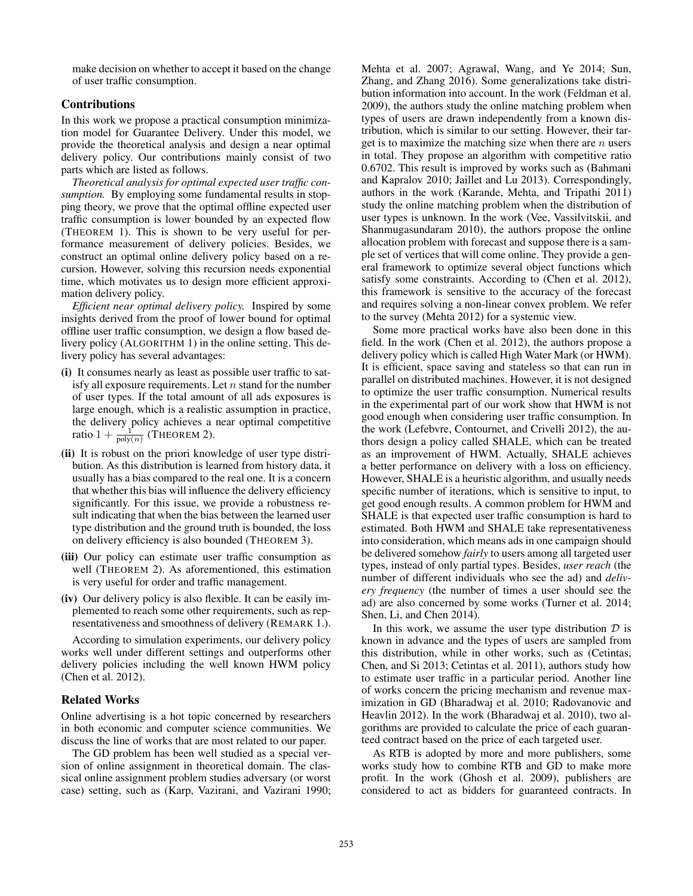make decision on whether to accept it based on the change of user traffic consumption.

## Contributions

In this work we propose a practical consumption minimization model for Guarantee Delivery. Under this model, we provide the theoretical analysis and design a near optimal delivery policy. Our contributions mainly consist of two parts which are listed as follows.

*Theoretical analysis for optimal expected user traffic consumption.* By employing some fundamental results in stopping theory, we prove that the optimal offline expected user traffic consumption is lower bounded by an expected flow (THEOREM 1). This is shown to be very useful for performance measurement of delivery policies. Besides, we construct an optimal online delivery policy based on a recursion. However, solving this recursion needs exponential time, which motivates us to design more efficient approximation delivery policy.

*Efficient near optimal delivery policy.* Inspired by some insights derived from the proof of lower bound for optimal offline user traffic consumption, we design a flow based delivery policy (ALGORITHM 1) in the online setting. This delivery policy has several advantages:

**(i)** It consumes nearly as least as possible user traffic to satisfy all exposure requirements. Let $n$ stand for the number of user types. If the total amount of all ads exposures is large enough, which is a realistic assumption in practice, the delivery policy achieves a near optimal competitive ratio $1 + \frac{1}{\text{poly}(n)}$ (THEOREM 2).

**(ii)** It is robust on the priori knowledge of user type distribution. As this distribution is learned from history data, it usually has a bias compared to the real one. It is a concern that whether this bias will influence the delivery efficiency significantly. For this issue, we provide a robustness result indicating that when the bias between the learned user type distribution and the ground truth is bounded, the loss on delivery efficiency is also bounded (THEOREM 3).

**(iii)** Our policy can estimate user traffic consumption as well (THEOREM 2). As aforementioned, this estimation is very useful for order and traffic management.

**(iv)** Our delivery policy is also flexible. It can be easily implemented to reach some other requirements, such as representativeness and smoothness of delivery (REMARK 1.).

According to simulation experiments, our delivery policy works well under different settings and outperforms other delivery policies including the well known HWM policy (Chen et al. 2012).

## Related Works

Online advertising is a hot topic concerned by researchers in both economic and computer science communities. We discuss the line of works that are most related to our paper.

The GD problem has been well studied as a special version of online assignment in theoretical domain. The classical online assignment problem studies adversary (or worst case) setting, such as (Karp, Vazirani, and Vazirani 1990; Mehta et al. 2007; Agrawal, Wang, and Ye 2014; Sun, Zhang, and Zhang 2016). Some generalizations take distribution information into account. In the work (Feldman et al. 2009), the authors study the online matching problem when types of users are drawn independently from a known distribution, which is similar to our setting. However, their target is to maximize the matching size when there are $n$ users in total. They propose an algorithm with competitive ratio 0.6702. This result is improved by works such as (Bahmani and Kapralov 2010; Jaillet and Lu 2013). Correspondingly, authors in the work (Karande, Mehta, and Tripathi 2011) study the online matching problem when the distribution of user types is unknown. In the work (Vee, Vassilvitskii, and Shanmugasundaram 2010), the authors propose the online allocation problem with forecast and suppose there is a sample set of vertices that will come online. They provide a general framework to optimize several object functions which satisfy some constraints. According to (Chen et al. 2012), this framework is sensitive to the accuracy of the forecast and requires solving a non-linear convex problem. We refer to the survey (Mehta 2012) for a systemic view.

Some more practical works have also been done in this field. In the work (Chen et al. 2012), the authors propose a delivery policy which is called High Water Mark (or HWM). It is efficient, space saving and stateless so that can run in parallel on distributed machines. However, it is not designed to optimize the user traffic consumption. Numerical results in the experimental part of our work show that HWM is not good enough when considering user traffic consumption. In the work (Lefebvre, Contournet, and Crivelli 2012), the authors design a policy called SHALE, which can be treated as an improvement of HWM. Actually, SHALE achieves a better performance on delivery with a loss on efficiency. However, SHALE is a heuristic algorithm, and usually needs specific number of iterations, which is sensitive to input, to get good enough results. A common problem for HWM and SHALE is that expected user traffic consumption is hard to estimated. Both HWM and SHALE take representativeness into consideration, which means ads in one campaign should be delivered somehow *fairly* to users among all targeted user types, instead of only partial types. Besides, *user reach* (the number of different individuals who see the ad) and *delivery frequency* (the number of times a user should see the ad) are also concerned by some works (Turner et al. 2014; Shen, Li, and Chen 2014).

In this work, we assume the user type distribution $\mathcal{D}$ is known in advance and the types of users are sampled from this distribution, while in other works, such as (Cetintas, Chen, and Si 2013; Cetintas et al. 2011), authors study how to estimate user traffic in a particular period. Another line of works concern the pricing mechanism and revenue maximization in GD (Bharadwaj et al. 2010; Radovanovic and Heavlin 2012). In the work (Bharadwaj et al. 2010), two algorithms are provided to calculate the price of each guaranteed contract based on the price of each targeted user.

As RTB is adopted by more and more publishers, some works study how to combine RTB and GD to make more profit. In the work (Ghosh et al. 2009), publishers are considered to act as bidders for guaranteed contracts. In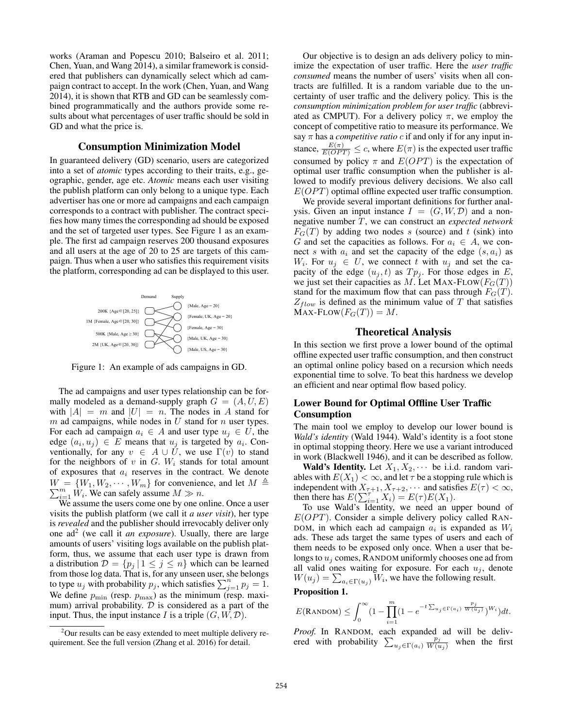works (Araman and Popescu 2010; Balseiro et al. 2011; Chen, Yuan, and Wang 2014), a similar framework is considered that publishers can dynamically select which ad campaign contract to accept. In the work (Chen, Yuan, and Wang 2014), it is shown that RTB and GD can be seamlessly combined programmatically and the authors provide some results about what percentages of user traffic should be sold in GD and what the price is.

## Consumption Minimization Model

In guaranteed delivery (GD) scenario, users are categorized into a set of *atomic* types according to their traits, e.g., geographic, gender, age etc. *Atomic* means each user visiting the publish platform can only belong to a unique type. Each advertiser has one or more ad campaigns and each campaign corresponds to a contract with publisher. The contract specifies how many times the corresponding ad should be exposed and the set of targeted user types. See Figure 1 as an example. The first ad campaign reserves 200 thousand exposures and all users at the age of 20 to 25 are targets of this campaign. Thus when a user who satisfies this requirement visits the platform, corresponding ad can be displayed to this user.

Figure 1: An example of ads campaigns in GD.

The ad campaigns and user types relationship can be formally modeled as a demand-supply graph $G = (A, U, E)$ with $|A| = m$ and $|U| = n$. The nodes in $A$ stand for $m$ ad campaigns, while nodes in $U$ stand for $n$ user types. For each ad campaign $a_i \in A$ and user type $u_j \in U$, the edge $(a_i, u_j) \in E$ means that $u_j$ is targeted by $a_i$. Conventionally, for any $v \in A \cup U$, we use $\Gamma(v)$ to stand for the neighbors of $v$ in $G$. $W_i$ stands for total amount of exposures that $a_i$ reserves in the contract. We denote $W = \{W_1, W_2, \cdots, W_m\}$ for convenience, and let $M \triangleq \sum_{i=1}^{m} W_i$. We can safely assume $M \gg n$.

We assume the users come one by one online. Once a user visits the publish platform (we call it *a user visit*), her type is *revealed* and the publisher should irrevocably deliver only one ad[2] (we call it *an exposure*). Usually, there are large amounts of users' visiting logs available on the publish platform, thus, we assume that each user type is drawn from a distribution $\mathcal{D} = \{p_j \mid 1 \le j \le n\}$ which can be learned from those log data. That is, for any unseen user, she belongs to type $u_j$ with probability $p_j$, which satisfies $\sum_{j=1}^{n} p_j = 1$. We define $p_{\min}$ (resp. $p_{\max}$) as the minimum (resp. maximum) arrival probability. $\mathcal{D}$ is considered as a part of the input. Thus, the input instance $I$ is a triple $(G, W, \mathcal{D})$.

[2]Our results can be easy extended to meet multiple delivery requirement. See the full version (Zhang et al. 2016) for detail.

Our objective is to design an ads delivery policy to minimize the expectation of user traffic. Here the *user traffic consumed* means the number of users' visits when all contracts are fulfilled. It is a random variable due to the uncertainty of user traffic and the delivery policy. This is the *consumption minimization problem for user traffic* (abbreviated as CMPUT). For a delivery policy $\pi$, we employ the concept of competitive ratio to measure its performance. We say $\pi$ has a *competitive ratio* $c$ if and only if for any input instance, $\frac{E(\pi)}{E(OPT)} \le c$, where $E(\pi)$ is the expected user traffic consumed by policy $\pi$ and $E(OPT)$ is the expectation of optimal user traffic consumption when the publisher is allowed to modify previous delivery decisions. We also call $E(OPT)$ optimal offline expected user traffic consumption.

We provide several important definitions for further analysis. Given an input instance $I = (G, W, \mathcal{D})$ and a nonnegative number $T$, we can construct an *expected network* $F_G(T)$ by adding two nodes $s$ (source) and $t$ (sink) into $G$ and set the capacities as follows. For $a_i \in A$, we connect $s$ with $a_i$ and set the capacity of the edge $(s, a_i)$ as $W_i$. For $u_j \in U$, we connect $t$ with $u_j$ and set the capacity of the edge $(u_j, t)$ as $Tp_j$. For those edges in $E$, we just set their capacities as $M$. Let MAX-FLOW$(F_G(T))$ stand for the maximum flow that can pass through $F_G(T)$. $Z_{flow}$ is defined as the minimum value of $T$ that satisfies MAX-FLOW$(F_G(T)) = M$.

## Theoretical Analysis

In this section we first prove a lower bound of the optimal offline expected user traffic consumption, and then construct an optimal online policy based on a recursion which needs exponential time to solve. To beat this hardness we develop an efficient and near optimal flow based policy.

### Lower Bound for Optimal Offline User Traffic Consumption

The main tool we employ to develop our lower bound is *Wald's identity* (Wald 1944). Wald's identity is a foot stone in optimal stopping theory. Here we use a variant introduced in work (Blackwell 1946), and it can be described as follow.

**Wald's Identity.** Let $X_1, X_2, \cdots$ be i.i.d. random variables with $E(X_1) < \infty$, and let $\tau$ be a stopping rule which is independent with $X_{\tau+1}, X_{\tau+2}, \cdots$ and satisfies $E(\tau) < \infty$, then there has $E(\sum_{i=1}^{\tau} X_i) = E(\tau)E(X_1)$.

To use Wald's Identity, we need an upper bound of $E(OPT)$. Consider a simple delivery policy called RANDOM, in which each ad campaign $a_i$ is expanded as $W_i$ ads. These ads target the same types of users and each of them needs to be exposed only once. When a user that belongs to $u_j$ comes, RANDOM uniformly chooses one ad from all valid ones waiting for exposure. For each $u_j$, denote $W(u_j) = \sum_{a_i \in \Gamma(u_j)} W_i$, we have the following result.

**Proposition 1.**

$$E(\text{RANDOM}) \le \int_0^{\infty} (1 - \prod_{i=1}^{m} (1 - e^{-t \sum_{u_j \in \Gamma(a_i)} \frac{p_j}{W(u_j)}})^{W_i}) dt.$$

*Proof.* In RANDOM, each expanded ad will be delivered with probability $\sum_{u_j \in \Gamma(a_i)} \frac{p_j}{W(u_j)}$ when the first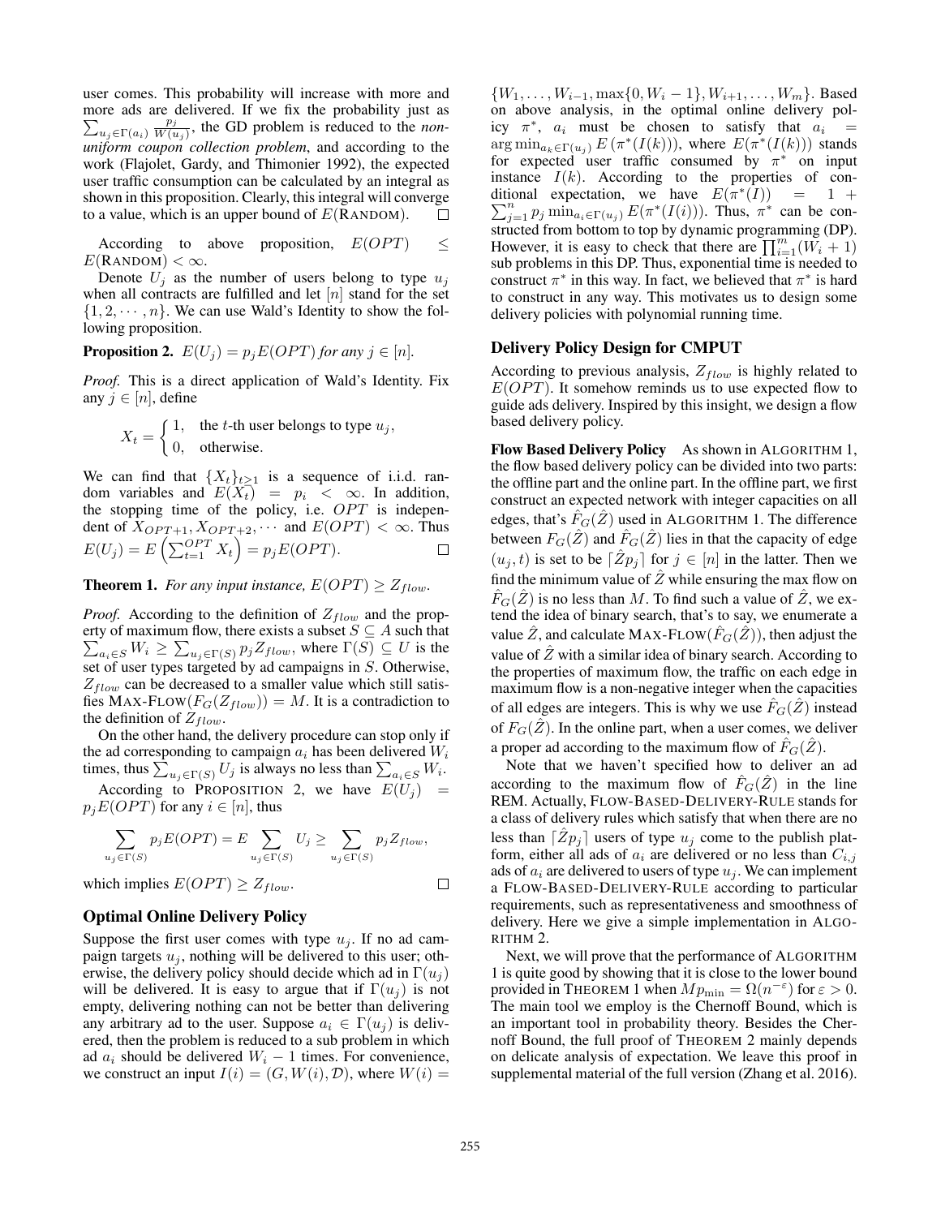user comes. This probability will increase with more and more ads are delivered. If we fix the probability just as $\sum_{u_j \in \Gamma(a_i)} \frac{p_j}{W(u_j)}$, the GD problem is reduced to the *non-uniform coupon collection problem*, and according to the work (Flajolet, Gardy, and Thimonier 1992), the expected user traffic consumption can be calculated by an integral as shown in this proposition. Clearly, this integral will converge to a value, which is an upper bound of $E(\text{RANDOM})$. □

According to above proposition, $E(OPT) \leq E(\text{RANDOM}) < \infty$.

Denote $U_j$ as the number of users belong to type $u_j$ when all contracts are fulfilled and let $[n]$ stand for the set $\{1, 2, \cdots, n\}$. We can use Wald's Identity to show the following proposition.

**Proposition 2.** *$E(U_j) = p_j E(OPT)$ for any $j \in [n]$.*

*Proof.* This is a direct application of Wald's Identity. Fix any $j \in [n]$, define

$$X_t = \begin{cases} 1, & \text{the } t\text{-th user belongs to type } u_j, \\ 0, & \text{otherwise.} \end{cases}$$

We can find that $\{X_t\}_{t \geq 1}$ is a sequence of i.i.d. random variables and $E(X_t) = p_i < \infty$. In addition, the stopping time of the policy, i.e. $OPT$ is independent of $X_{OPT+1}, X_{OPT+2}, \cdots$ and $E(OPT) < \infty$. Thus $E(U_j) = E\left(\sum_{t=1}^{OPT} X_t\right) = p_j E(OPT)$. □

**Theorem 1.** *For any input instance, $E(OPT) \geq Z_{flow}$.*

*Proof.* According to the definition of $Z_{flow}$ and the property of maximum flow, there exists a subset $S \subseteq A$ such that $\sum_{a_i \in S} W_i \geq \sum_{u_j \in \Gamma(S)} p_j Z_{flow}$, where $\Gamma(S) \subseteq U$ is the set of user types targeted by ad campaigns in $S$. Otherwise, $Z_{flow}$ can be decreased to a smaller value which still satisfies $\text{MAX-FLOW}(F_G(Z_{flow})) = M$. It is a contradiction to the definition of $Z_{flow}$.

On the other hand, the delivery procedure can stop only if the ad corresponding to campaign $a_i$ has been delivered $W_i$ times, thus $\sum_{u_j \in \Gamma(S)} U_j$ is always no less than $\sum_{a_i \in S} W_i$.

According to PROPOSITION 2, we have $E(U_j) = p_j E(OPT)$ for any $i \in [n]$, thus

$$\sum_{u_j \in \Gamma(S)} p_j E(OPT) = E \sum_{u_j \in \Gamma(S)} U_j \geq \sum_{u_j \in \Gamma(S)} p_j Z_{flow},$$

which implies $E(OPT) \geq Z_{flow}$. □

## Optimal Online Delivery Policy

Suppose the first user comes with type $u_j$. If no ad campaign targets $u_j$, nothing will be delivered to this user; otherwise, the delivery policy should decide which ad in $\Gamma(u_j)$ will be delivered. It is easy to argue that if $\Gamma(u_j)$ is not empty, delivering nothing can not be better than delivering any arbitrary ad to the user. Suppose $a_i \in \Gamma(u_j)$ is delivered, then the problem is reduced to a sub problem in which ad $a_i$ should be delivered $W_i - 1$ times. For convenience, we construct an input $I(i) = (G, W(i), \mathcal{D})$, where $W(i) = \{W_1, \ldots, W_{i-1}, \max\{0, W_i - 1\}, W_{i+1}, \ldots, W_m\}$. Based on above analysis, in the optimal online delivery policy $\pi^*$, $a_i$ must be chosen to satisfy that $a_i = \arg\min_{a_k \in \Gamma(u_j)} E\left(\pi^*(I(k))\right)$, where $E(\pi^*(I(k)))$ stands for expected user traffic consumed by $\pi^*$ on input instance $I(k)$. According to the properties of conditional expectation, we have $E(\pi^*(I)) = 1 + \sum_{j=1}^{n} p_j \min_{a_i \in \Gamma(u_j)} E(\pi^*(I(i)))$. Thus, $\pi^*$ can be constructed from bottom to top by dynamic programming (DP). However, it is easy to check that there are $\prod_{i=1}^{m}(W_i + 1)$ sub problems in this DP. Thus, exponential time is needed to construct $\pi^*$ in this way. In fact, we believed that $\pi^*$ is hard to construct in any way. This motivates us to design some delivery policies with polynomial running time.

## Delivery Policy Design for CMPUT

According to previous analysis, $Z_{flow}$ is highly related to $E(OPT)$. It somehow reminds us to use expected flow to guide ads delivery. Inspired by this insight, we design a flow based delivery policy.

**Flow Based Delivery Policy** As shown in ALGORITHM 1, the flow based delivery policy can be divided into two parts: the offline part and the online part. In the offline part, we first construct an expected network with integer capacities on all edges, that's $\hat{F}_G(\hat{Z})$ used in ALGORITHM 1. The difference between $F_G(\hat{Z})$ and $\hat{F}_G(\hat{Z})$ lies in that the capacity of edge $(u_j, t)$ is set to be $\lceil \hat{Z} p_j \rceil$ for $j \in [n]$ in the latter. Then we find the minimum value of $\hat{Z}$ while ensuring the max flow on $\hat{F}_G(\hat{Z})$ is no less than $M$. To find such a value of $\hat{Z}$, we extend the idea of binary search, that's to say, we enumerate a value $\hat{Z}$, and calculate $\text{MAX-FLOW}(\hat{F}_G(\hat{Z}))$, then adjust the value of $\hat{Z}$ with a similar idea of binary search. According to the properties of maximum flow, the traffic on each edge in maximum flow is a non-negative integer when the capacities of all edges are integers. This is why we use $\hat{F}_G(\hat{Z})$ instead of $F_G(\hat{Z})$. In the online part, when a user comes, we deliver a proper ad according to the maximum flow of $\hat{F}_G(\hat{Z})$.

Note that we haven't specified how to deliver an ad according to the maximum flow of $\hat{F}_G(\hat{Z})$ in the line REM. Actually, FLOW-BASED-DELIVERY-RULE stands for a class of delivery rules which satisfy that when there are no less than $\lceil \hat{Z} p_j \rceil$ users of type $u_j$ come to the publish platform, either all ads of $a_i$ are delivered or no less than $C_{i,j}$ ads of $a_i$ are delivered to users of type $u_j$. We can implement a FLOW-BASED-DELIVERY-RULE according to particular requirements, such as representativeness and smoothness of delivery. Here we give a simple implementation in ALGORITHM 2.

Next, we will prove that the performance of ALGORITHM 1 is quite good by showing that it is close to the lower bound provided in THEOREM 1 when $Mp_{\min} = \Omega(n^{-\varepsilon})$ for $\varepsilon > 0$. The main tool we employ is the Chernoff Bound, which is an important tool in probability theory. Besides the Chernoff Bound, the full proof of THEOREM 2 mainly depends on delicate analysis of expectation. We leave this proof in supplemental material of the full version (Zhang et al. 2016).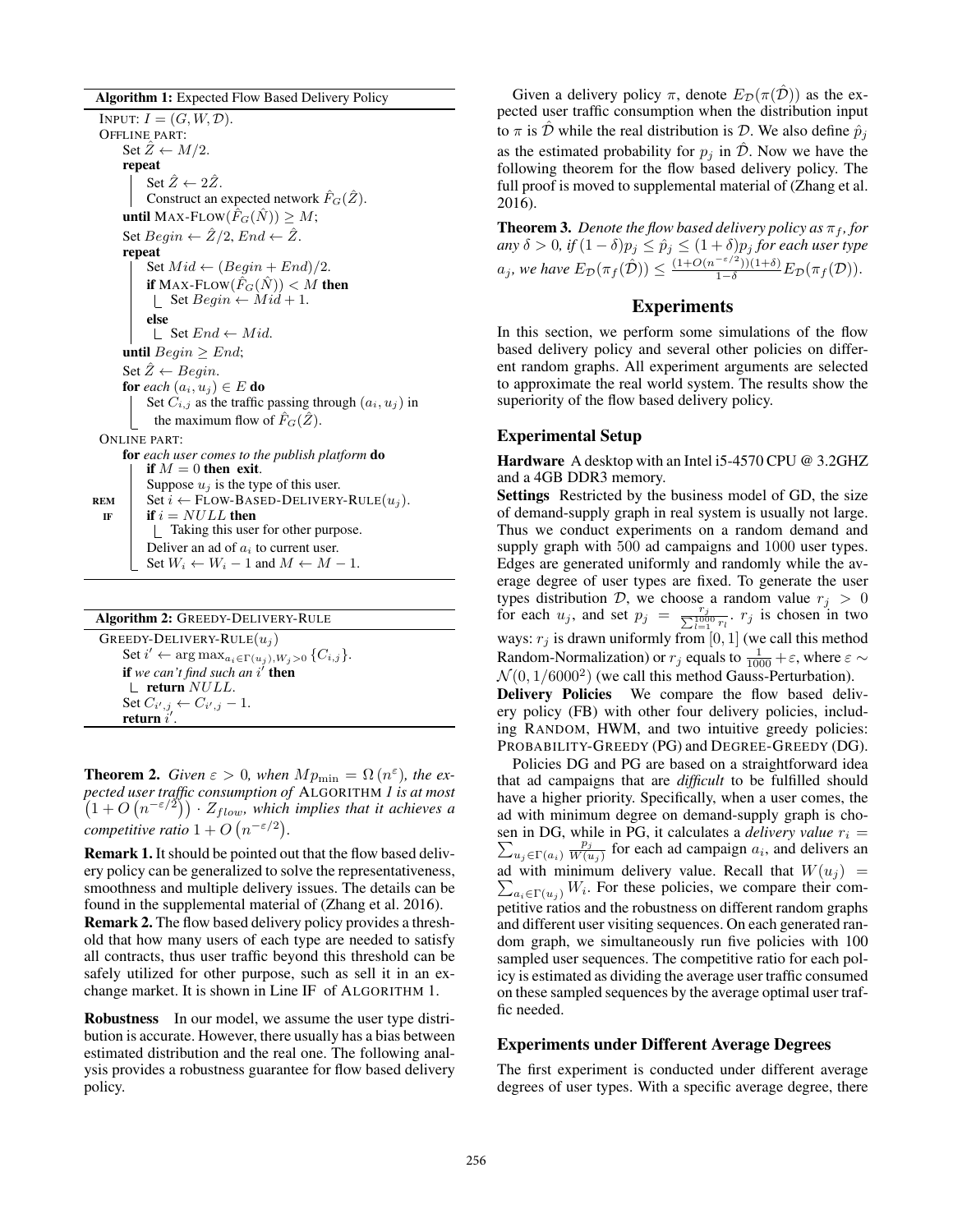**Algorithm 1:** Expected Flow Based Delivery Policy

```
INPUT: I = (G, W, D).
OFFLINE PART:
    Set Ẑ ← M/2.
    repeat
        Set Ẑ ← 2Ẑ.
        Construct an expected network F̂_G(Ẑ).
    until MAX-FLOW(F̂_G(N̂)) ≥ M;
    Set Begin ← Ẑ/2, End ← Ẑ.
    repeat
        Set Mid ← (Begin + End)/2.
        if MAX-FLOW(F̂_G(N̂)) < M then
            Set Begin ← Mid + 1.
        else
            Set End ← Mid.
    until Begin ≥ End;
    Set Ẑ ← Begin.
    for each (a_i, u_j) ∈ E do
        Set C_{i,j} as the traffic passing through (a_i, u_j) in
          the maximum flow of F̂_G(Ẑ).
ONLINE PART:
    for each user comes to the publish platform do
        if M = 0 then exit.
        Suppose u_j is the type of this user.
REM     Set i ← FLOW-BASED-DELIVERY-RULE(u_j).
IF      if i = NULL then
            Taking this user for other purpose.
        Deliver an ad of a_i to current user.
        Set W_i ← W_i − 1 and M ← M − 1.
```

**Algorithm 2:** GREEDY-DELIVERY-RULE

```
GREEDY-DELIVERY-RULE(u_j)
    Set i' ← arg max_{a_i ∈ Γ(u_j), W_j > 0} {C_{i,j}}.
    if we can't find such an i' then
        return NULL.
    Set C_{i',j} ← C_{i',j} − 1.
    return i'.
```

**Theorem 2.** *Given $\varepsilon > 0$, when $Mp_{\min} = \Omega(n^{\varepsilon})$, the expected user traffic consumption of* ALGORITHM *1 is at most $\left(1 + O\left(n^{-\varepsilon/2}\right)\right) \cdot Z_{flow}$, which implies that it achieves a competitive ratio $1 + O\left(n^{-\varepsilon/2}\right)$.*

**Remark 1.** It should be pointed out that the flow based delivery policy can be generalized to solve the representativeness, smoothness and multiple delivery issues. The details can be found in the supplemental material of (Zhang et al. 2016).

**Remark 2.** The flow based delivery policy provides a threshold that how many users of each type are needed to satisfy all contracts, thus user traffic beyond this threshold can be safely utilized for other purpose, such as sell it in an exchange market. It is shown in Line IF of ALGORITHM 1.

**Robustness** In our model, we assume the user type distribution is accurate. However, there usually has a bias between estimated distribution and the real one. The following analysis provides a robustness guarantee for flow based delivery policy.

Given a delivery policy $\pi$, denote $E_{\mathcal{D}}(\pi(\hat{\mathcal{D}}))$ as the expected user traffic consumption when the distribution input to $\pi$ is $\hat{\mathcal{D}}$ while the real distribution is $\mathcal{D}$. We also define $\hat{p}_j$ as the estimated probability for $p_j$ in $\hat{\mathcal{D}}$. Now we have the following theorem for the flow based delivery policy. The full proof is moved to supplemental material of (Zhang et al. 2016).

**Theorem 3.** *Denote the flow based delivery policy as $\pi_f$, for any $\delta > 0$, if $(1-\delta)p_j \le \hat{p}_j \le (1+\delta)p_j$ for each user type $a_j$, we have $E_{\mathcal{D}}(\pi_f(\hat{\mathcal{D}})) \le \frac{(1+O(n^{-\varepsilon/2}))(1+\delta)}{1-\delta} E_{\mathcal{D}}(\pi_f(\mathcal{D}))$.*

## Experiments

In this section, we perform some simulations of the flow based delivery policy and several other policies on different random graphs. All experiment arguments are selected to approximate the real world system. The results show the superiority of the flow based delivery policy.

### Experimental Setup

**Hardware** A desktop with an Intel i5-4570 CPU @ 3.2GHZ and a 4GB DDR3 memory.

**Settings** Restricted by the business model of GD, the size of demand-supply graph in real system is usually not large. Thus we conduct experiments on a random demand and supply graph with 500 ad campaigns and 1000 user types. Edges are generated uniformly and randomly while the average degree of user types are fixed. To generate the user types distribution $\mathcal{D}$, we choose a random value $r_j > 0$ for each $u_j$, and set $p_j = \frac{r_j}{\sum_{l=1}^{1000} r_l}$. $r_j$ is chosen in two ways: $r_j$ is drawn uniformly from $[0, 1]$ (we call this method Random-Normalization) or $r_j$ equals to $\frac{1}{1000} + \varepsilon$, where $\varepsilon \sim \mathcal{N}(0, 1/6000^2)$ (we call this method Gauss-Perturbation).

**Delivery Policies** We compare the flow based delivery policy (FB) with other four delivery policies, including RANDOM, HWM, and two intuitive greedy policies: PROBABILITY-GREEDY (PG) and DEGREE-GREEDY (DG).

Policies DG and PG are based on a straightforward idea that ad campaigns that are *difficult* to be fulfilled should have a higher priority. Specifically, when a user comes, the ad with minimum degree on demand-supply graph is chosen in DG, while in PG, it calculates a *delivery value* $r_i = \sum_{u_j \in \Gamma(a_i)} \frac{p_j}{W(u_j)}$ for each ad campaign $a_i$, and delivers an ad with minimum delivery value. Recall that $W(u_j) = \sum_{a_i \in \Gamma(u_j)} W_i$. For these policies, we compare their competitive ratios and the robustness on different random graphs and different user visiting sequences. On each generated random graph, we simultaneously run five policies with 100 sampled user sequences. The competitive ratio for each policy is estimated as dividing the average user traffic consumed on these sampled sequences by the average optimal user traffic needed.

### Experiments under Different Average Degrees

The first experiment is conducted under different average degrees of user types. With a specific average degree, there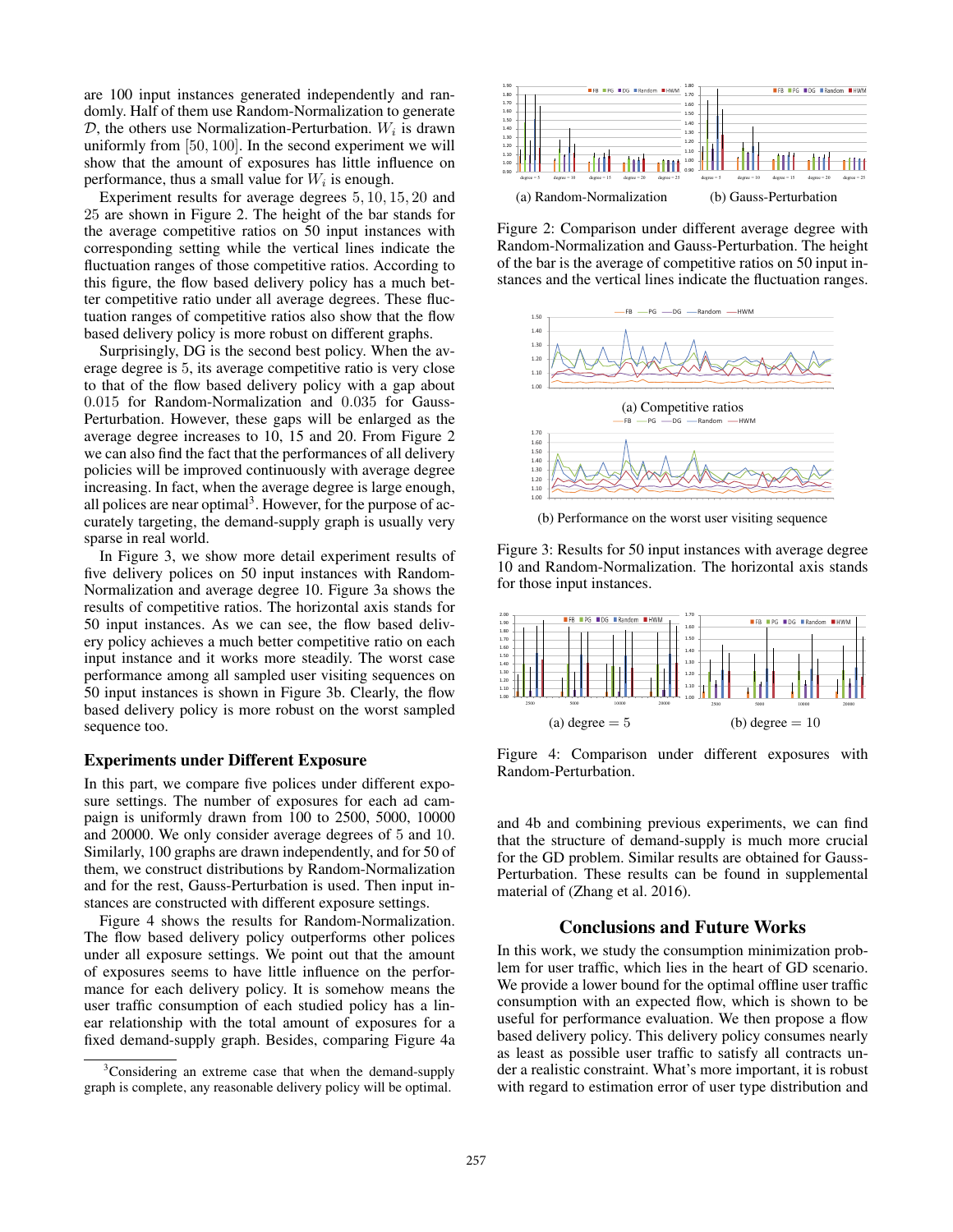are 100 input instances generated independently and randomly. Half of them use Random-Normalization to generate $\mathcal{D}$, the others use Normalization-Perturbation. $W_i$ is drawn uniformly from $[50, 100]$. In the second experiment we will show that the amount of exposures has little influence on performance, thus a small value for $W_i$ is enough.

Experiment results for average degrees $5, 10, 15, 20$ and $25$ are shown in Figure 2. The height of the bar stands for the average competitive ratios on 50 input instances with corresponding setting while the vertical lines indicate the fluctuation ranges of those competitive ratios. According to this figure, the flow based delivery policy has a much better competitive ratio under all average degrees. These fluctuation ranges of competitive ratios also show that the flow based delivery policy is more robust on different graphs.

Surprisingly, DG is the second best policy. When the average degree is $5$, its average competitive ratio is very close to that of the flow based delivery policy with a gap about $0.015$ for Random-Normalization and $0.035$ for Gauss-Perturbation. However, these gaps will be enlarged as the average degree increases to 10, 15 and 20. From Figure 2 we can also find the fact that the performances of all delivery policies will be improved continuously with average degree increasing. In fact, when the average degree is large enough, all polices are near optimal[3]. However, for the purpose of accurately targeting, the demand-supply graph is usually very sparse in real world.

In Figure 3, we show more detail experiment results of five delivery polices on 50 input instances with Random-Normalization and average degree 10. Figure 3a shows the results of competitive ratios. The horizontal axis stands for 50 input instances. As we can see, the flow based delivery policy achieves a much better competitive ratio on each input instance and it works more steadily. The worst case performance among all sampled user visiting sequences on 50 input instances is shown in Figure 3b. Clearly, the flow based delivery policy is more robust on the worst sampled sequence too.

### Experiments under Different Exposure

In this part, we compare five polices under different exposure settings. The number of exposures for each ad campaign is uniformly drawn from 100 to 2500, 5000, 10000 and 20000. We only consider average degrees of 5 and 10. Similarly, 100 graphs are drawn independently, and for 50 of them, we construct distributions by Random-Normalization and for the rest, Gauss-Perturbation is used. Then input instances are constructed with different exposure settings.

Figure 4 shows the results for Random-Normalization. The flow based delivery policy outperforms other polices under all exposure settings. We point out that the amount of exposures seems to have little influence on the performance for each delivery policy. It is somehow means the user traffic consumption of each studied policy has a linear relationship with the total amount of exposures for a fixed demand-supply graph. Besides, comparing Figure 4a and 4b and combining previous experiments, we can find that the structure of demand-supply is much more crucial for the GD problem. Similar results are obtained for Gauss-Perturbation. These results can be found in supplemental material of (Zhang et al. 2016).

[3] Considering an extreme case that when the demand-supply graph is complete, any reasonable delivery policy will be optimal.

(a) Random-Normalization (b) Gauss-Perturbation

Figure 2: Comparison under different average degree with Random-Normalization and Gauss-Perturbation. The height of the bar is the average of competitive ratios on 50 input instances and the vertical lines indicate the fluctuation ranges.

(a) Competitive ratios

(b) Performance on the worst user visiting sequence

Figure 3: Results for 50 input instances with average degree 10 and Random-Normalization. The horizontal axis stands for those input instances.

(a) degree = 5 (b) degree = 10

Figure 4: Comparison under different exposures with Random-Perturbation.

## Conclusions and Future Works

In this work, we study the consumption minimization problem for user traffic, which lies in the heart of GD scenario. We provide a lower bound for the optimal offline user traffic consumption with an expected flow, which is shown to be useful for performance evaluation. We then propose a flow based delivery policy. This delivery policy consumes nearly as least as possible user traffic to satisfy all contracts under a realistic constraint. What's more important, it is robust with regard to estimation error of user type distribution and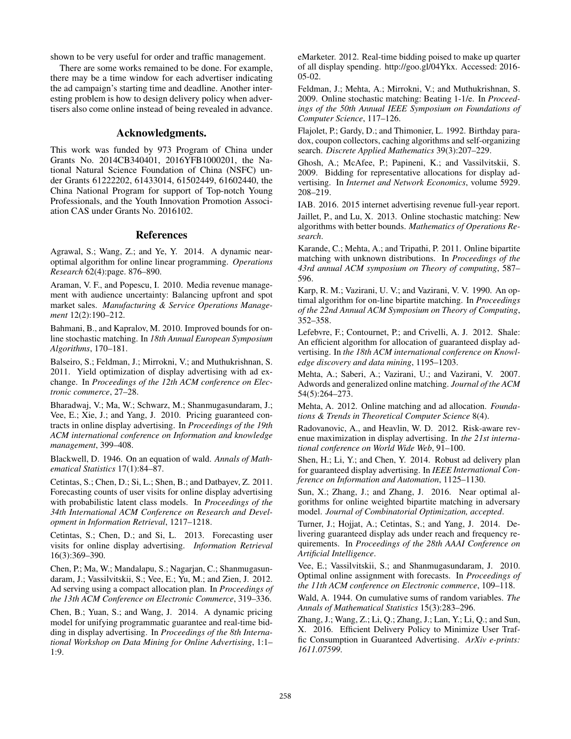shown to be very useful for order and traffic management.

There are some works remained to be done. For example, there may be a time window for each advertiser indicating the ad campaign's starting time and deadline. Another interesting problem is how to design delivery policy when advertisers also come online instead of being revealed in advance.

## Acknowledgments.

This work was funded by 973 Program of China under Grants No. 2014CB340401, 2016YFB1000201, the National Natural Science Foundation of China (NSFC) under Grants 61222202, 61433014, 61502449, 61602440, the China National Program for support of Top-notch Young Professionals, and the Youth Innovation Promotion Association CAS under Grants No. 2016102.

## References

Agrawal, S.; Wang, Z.; and Ye, Y. 2014. A dynamic near-optimal algorithm for online linear programming. *Operations Research* 62(4):page. 876–890.

Araman, V. F., and Popescu, I. 2010. Media revenue management with audience uncertainty: Balancing upfront and spot market sales. *Manufacturing & Service Operations Management* 12(2):190–212.

Bahmani, B., and Kapralov, M. 2010. Improved bounds for online stochastic matching. In *18th Annual European Symposium Algorithms*, 170–181.

Balseiro, S.; Feldman, J.; Mirrokni, V.; and Muthukrishnan, S. 2011. Yield optimization of display advertising with ad exchange. In *Proceedings of the 12th ACM conference on Electronic commerce*, 27–28.

Bharadwaj, V.; Ma, W.; Schwarz, M.; Shanmugasundaram, J.; Vee, E.; Xie, J.; and Yang, J. 2010. Pricing guaranteed contracts in online display advertising. In *Proceedings of the 19th ACM international conference on Information and knowledge management*, 399–408.

Blackwell, D. 1946. On an equation of wald. *Annals of Mathematical Statistics* 17(1):84–87.

Cetintas, S.; Chen, D.; Si, L.; Shen, B.; and Datbayev, Z. 2011. Forecasting counts of user visits for online display advertising with probabilistic latent class models. In *Proceedings of the 34th International ACM Conference on Research and Development in Information Retrieval*, 1217–1218.

Cetintas, S.; Chen, D.; and Si, L. 2013. Forecasting user visits for online display advertising. *Information Retrieval* 16(3):369–390.

Chen, P.; Ma, W.; Mandalapu, S.; Nagarjan, C.; Shanmugasundaram, J.; Vassilvitskii, S.; Vee, E.; Yu, M.; and Zien, J. 2012. Ad serving using a compact allocation plan. In *Proceedings of the 13th ACM Conference on Electronic Commerce*, 319–336.

Chen, B.; Yuan, S.; and Wang, J. 2014. A dynamic pricing model for unifying programmatic guarantee and real-time bidding in display advertising. In *Proceedings of the 8th International Workshop on Data Mining for Online Advertising*, 1:1–1:9.

eMarketer. 2012. Real-time bidding poised to make up quarter of all display spending. http://goo.gl/04Ykx. Accessed: 2016-05-02.

Feldman, J.; Mehta, A.; Mirrokni, V.; and Muthukrishnan, S. 2009. Online stochastic matching: Beating 1-1/e. In *Proceedings of the 50th Annual IEEE Symposium on Foundations of Computer Science*, 117–126.

Flajolet, P.; Gardy, D.; and Thimonier, L. 1992. Birthday paradox, coupon collectors, caching algorithms and self-organizing search. *Discrete Applied Mathematics* 39(3):207–229.

Ghosh, A.; McAfee, P.; Papineni, K.; and Vassilvitskii, S. 2009. Bidding for representative allocations for display advertising. In *Internet and Network Economics*, volume 5929. 208–219.

IAB. 2016. 2015 internet advertising revenue full-year report.

Jaillet, P., and Lu, X. 2013. Online stochastic matching: New algorithms with better bounds. *Mathematics of Operations Research*.

Karande, C.; Mehta, A.; and Tripathi, P. 2011. Online bipartite matching with unknown distributions. In *Proceedings of the 43rd annual ACM symposium on Theory of computing*, 587–596.

Karp, R. M.; Vazirani, U. V.; and Vazirani, V. V. 1990. An optimal algorithm for on-line bipartite matching. In *Proceedings of the 22nd Annual ACM Symposium on Theory of Computing*, 352–358.

Lefebvre, F.; Contournet, P.; and Crivelli, A. J. 2012. Shale: An efficient algorithm for allocation of guaranteed display advertising. In *the 18th ACM international conference on Knowledge discovery and data mining*, 1195–1203.

Mehta, A.; Saberi, A.; Vazirani, U.; and Vazirani, V. 2007. Adwords and generalized online matching. *Journal of the ACM* 54(5):264–273.

Mehta, A. 2012. Online matching and ad allocation. *Foundations & Trends in Theoretical Computer Science* 8(4).

Radovanovic, A., and Heavlin, W. D. 2012. Risk-aware revenue maximization in display advertising. In *the 21st international conference on World Wide Web*, 91–100.

Shen, H.; Li, Y.; and Chen, Y. 2014. Robust ad delivery plan for guaranteed display advertising. In *IEEE International Conference on Information and Automation*, 1125–1130.

Sun, X.; Zhang, J.; and Zhang, J. 2016. Near optimal algorithms for online weighted bipartite matching in adversary model. *Journal of Combinatorial Optimization, accepted*.

Turner, J.; Hojjat, A.; Cetintas, S.; and Yang, J. 2014. Delivering guaranteed display ads under reach and frequency requirements. In *Proceedings of the 28th AAAI Conference on Artificial Intelligence*.

Vee, E.; Vassilvitskii, S.; and Shanmugasundaram, J. 2010. Optimal online assignment with forecasts. In *Proceedings of the 11th ACM conference on Electronic commerce*, 109–118.

Wald, A. 1944. On cumulative sums of random variables. *The Annals of Mathematical Statistics* 15(3):283–296.

Zhang, J.; Wang, Z.; Li, Q.; Zhang, J.; Lan, Y.; Li, Q.; and Sun, X. 2016. Efficient Delivery Policy to Minimize User Traffic Consumption in Guaranteed Advertising. *ArXiv e-prints: 1611.07599*.